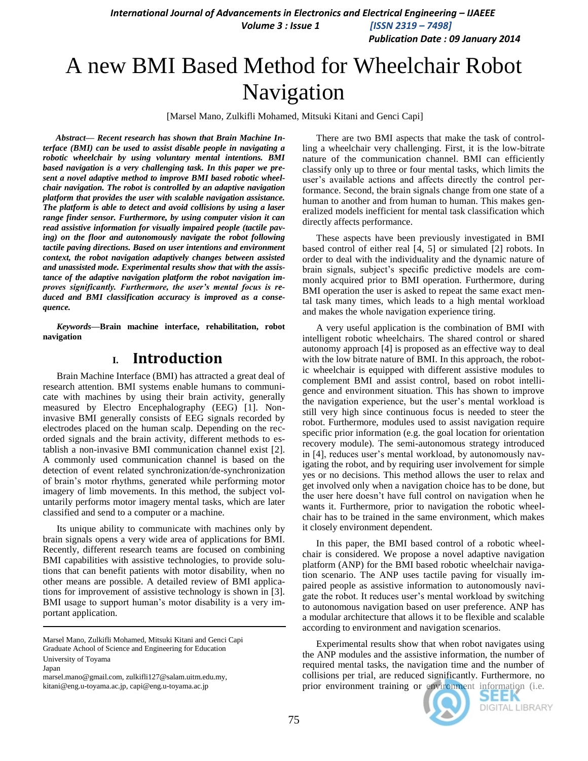# A new BMI Based Method for Wheelchair Robot Navigation

[Marsel Mano, Zulkifli Mohamed, Mitsuki Kitani and Genci Capi]

***Abstract*— Recent research has shown that Brain Machine Interface (BMI) can be used to assist disable people in navigating a robotic wheelchair by using voluntary mental intentions. BMI based navigation is a very challenging task. In this paper we present a novel adaptive method to improve BMI based robotic wheelchair navigation. The robot is controlled by an adaptive navigation platform that provides the user with scalable navigation assistance. The platform is able to detect and avoid collisions by using a laser range finder sensor. Furthermore, by using computer vision it can read assistive information for visually impaired people (tactile paving) on the floor and autonomously navigate the robot following tactile paving directions. Based on user intentions and environment context, the robot navigation adaptively changes between assisted and unassisted mode. Experimental results show that with the assistance of the adaptive navigation platform the robot navigation improves significantly. Furthermore, the user's mental focus is reduced and BMI classification accuracy is improved as a consequence.**

***Keywords*—Brain machine interface, rehabilitation, robot navigation**

## I. Introduction

Brain Machine Interface (BMI) has attracted a great deal of research attention. BMI systems enable humans to communicate with machines by using their brain activity, generally measured by Electro Encephalography (EEG) [1]. Non-invasive BMI generally consists of EEG signals recorded by electrodes placed on the human scalp. Depending on the recorded signals and the brain activity, different methods to establish a non-invasive BMI communication channel exist [2]. A commonly used communication channel is based on the detection of event related synchronization/de-synchronization of brain's motor rhythms, generated while performing motor imagery of limb movements. In this method, the subject voluntarily performs motor imagery mental tasks, which are later classified and send to a computer or a machine.

Its unique ability to communicate with machines only by brain signals opens a very wide area of applications for BMI. Recently, different research teams are focused on combining BMI capabilities with assistive technologies, to provide solutions that can benefit patients with motor disability, when no other means are possible. A detailed review of BMI applications for improvement of assistive technology is shown in [3]. BMI usage to support human's motor disability is a very important application.

Marsel Mano, Zulkifli Mohamed, Mitsuki Kitani and Genci Capi
Graduate Achool of Science and Engineering for Education
University of Toyama
Japan
marsel.mano@gmail.com, zulkifli127@salam.uitm.edu.my, kitani@eng.u-toyama.ac.jp, capi@eng.u-toyama.ac.jp

There are two BMI aspects that make the task of controlling a wheelchair very challenging. First, it is the low-bitrate nature of the communication channel. BMI can efficiently classify only up to three or four mental tasks, which limits the user's available actions and affects directly the control performance. Second, the brain signals change from one state of a human to another and from human to human. This makes generalized models inefficient for mental task classification which directly affects performance.

These aspects have been previously investigated in BMI based control of either real [4, 5] or simulated [2] robots. In order to deal with the individuality and the dynamic nature of brain signals, subject's specific predictive models are commonly acquired prior to BMI operation. Furthermore, during BMI operation the user is asked to repeat the same exact mental task many times, which leads to a high mental workload and makes the whole navigation experience tiring.

A very useful application is the combination of BMI with intelligent robotic wheelchairs. The shared control or shared autonomy approach [4] is proposed as an effective way to deal with the low bitrate nature of BMI. In this approach, the robotic wheelchair is equipped with different assistive modules to complement BMI and assist control, based on robot intelligence and environment situation. This has shown to improve the navigation experience, but the user's mental workload is still very high since continuous focus is needed to steer the robot. Furthermore, modules used to assist navigation require specific prior information (e.g. the goal location for orientation recovery module). The semi-autonomous strategy introduced in [4], reduces user's mental workload, by autonomously navigating the robot, and by requiring user involvement for simple yes or no decisions. This method allows the user to relax and get involved only when a navigation choice has to be done, but the user here doesn't have full control on navigation when he wants it. Furthermore, prior to navigation the robotic wheelchair has to be trained in the same environment, which makes it closely environment dependent.

In this paper, the BMI based control of a robotic wheelchair is considered. We propose a novel adaptive navigation platform (ANP) for the BMI based robotic wheelchair navigation scenario. The ANP uses tactile paving for visually impaired people as assistive information to autonomously navigate the robot. It reduces user's mental workload by switching to autonomous navigation based on user preference. ANP has a modular architecture that allows it to be flexible and scalable according to environment and navigation scenarios.

Experimental results show that when robot navigates using the ANP modules and the assistive information, the number of required mental tasks, the navigation time and the number of collisions per trial, are reduced significantly. Furthermore, no prior environment training or environment information (i.e.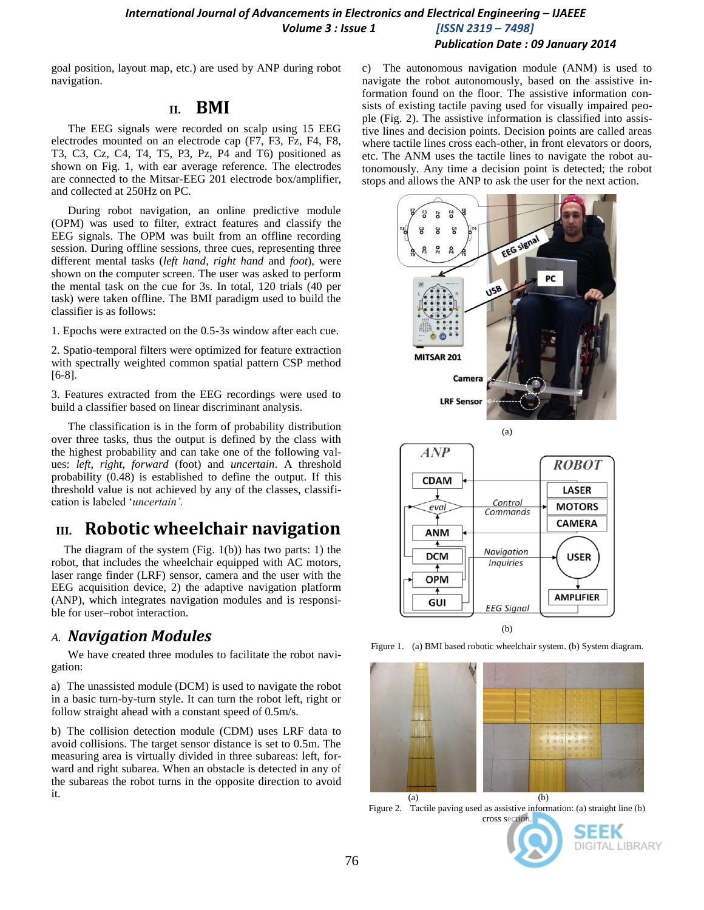goal position, layout map, etc.) are used by ANP during robot navigation.

## II. BMI

The EEG signals were recorded on scalp using 15 EEG electrodes mounted on an electrode cap (F7, F3, Fz, F4, F8, T3, C3, Cz, C4, T4, T5, P3, Pz, P4 and T6) positioned as shown on Fig. 1, with ear average reference. The electrodes are connected to the Mitsar-EEG 201 electrode box/amplifier, and collected at 250Hz on PC.

During robot navigation, an online predictive module (OPM) was used to filter, extract features and classify the EEG signals. The OPM was built from an offline recording session. During offline sessions, three cues, representing three different mental tasks (*left hand*, *right hand* and *foot*), were shown on the computer screen. The user was asked to perform the mental task on the cue for 3s. In total, 120 trials (40 per task) were taken offline. The BMI paradigm used to build the classifier is as follows:

1. Epochs were extracted on the 0.5-3s window after each cue.

2. Spatio-temporal filters were optimized for feature extraction with spectrally weighted common spatial pattern CSP method [6-8].

3. Features extracted from the EEG recordings were used to build a classifier based on linear discriminant analysis.

The classification is in the form of probability distribution over three tasks, thus the output is defined by the class with the highest probability and can take one of the following values: *left*, *right*, *forward* (foot) and *uncertain*. A threshold probability (0.48) is established to define the output. If this threshold value is not achieved by any of the classes, classification is labeled '*uncertain'*.

## III. Robotic wheelchair navigation

The diagram of the system (Fig. 1(b)) has two parts: 1) the robot, that includes the wheelchair equipped with AC motors, laser range finder (LRF) sensor, camera and the user with the EEG acquisition device, 2) the adaptive navigation platform (ANP), which integrates navigation modules and is responsible for user–robot interaction.

### A. *Navigation Modules*

We have created three modules to facilitate the robot navigation:

a) The unassisted module (DCM) is used to navigate the robot in a basic turn-by-turn style. It can turn the robot left, right or follow straight ahead with a constant speed of 0.5m/s.

b) The collision detection module (CDM) uses LRF data to avoid collisions. The target sensor distance is set to 0.5m. The measuring area is virtually divided in three subareas: left, forward and right subarea. When an obstacle is detected in any of the subareas the robot turns in the opposite direction to avoid it.

c) The autonomous navigation module (ANM) is used to navigate the robot autonomously, based on the assistive information found on the floor. The assistive information consists of existing tactile paving used for visually impaired people (Fig. 2). The assistive information is classified into assistive lines and decision points. Decision points are called areas where tactile lines cross each-other, in front elevators or doors, etc. The ANM uses the tactile lines to navigate the robot autonomously. Any time a decision point is detected; the robot stops and allows the ANP to ask the user for the next action.

Figure 1. (a) BMI based robotic wheelchair system. (b) System diagram.

Figure 2. Tactile paving used as assistive information: (a) straight line (b) cross section.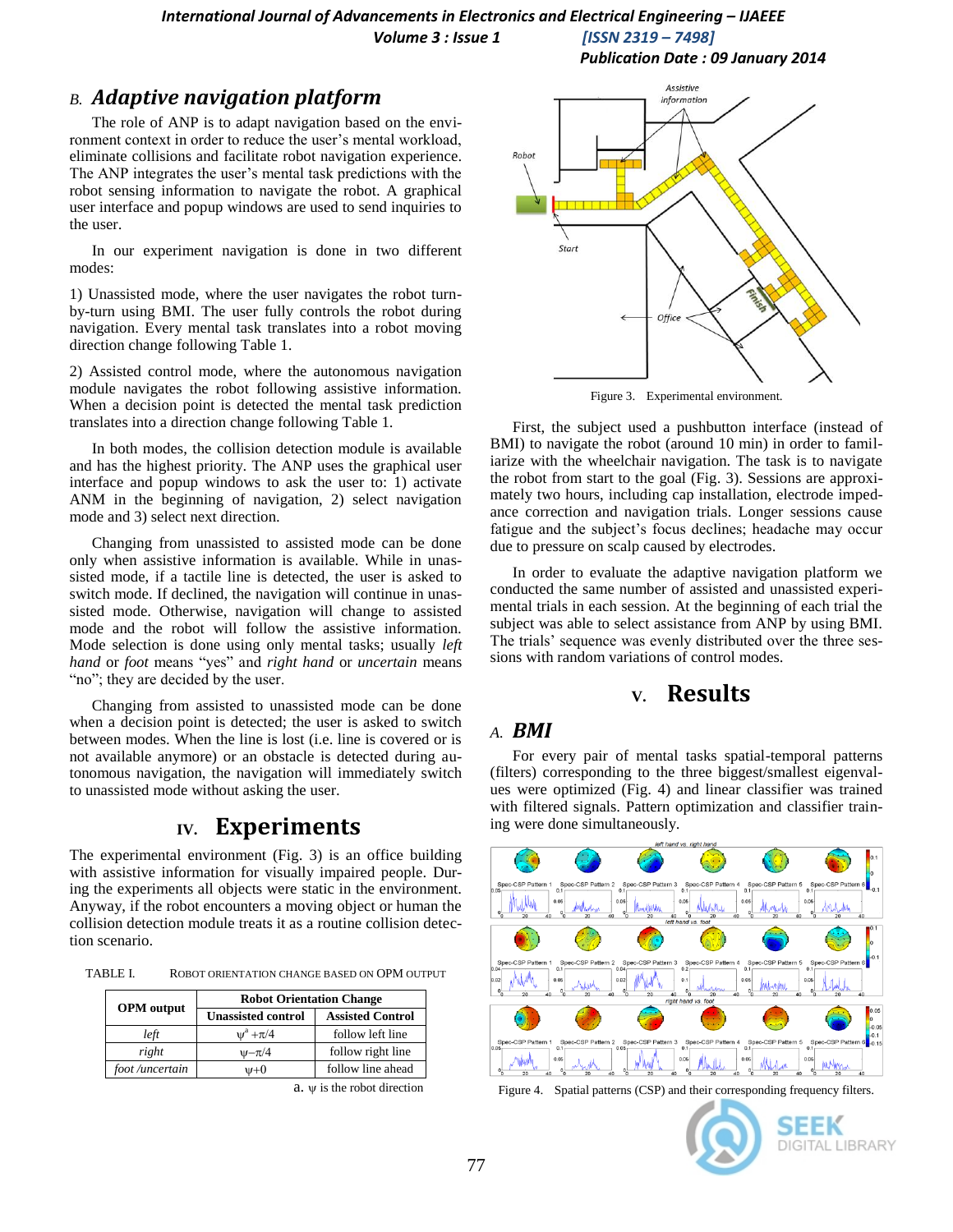### B. *Adaptive navigation platform*

The role of ANP is to adapt navigation based on the environment context in order to reduce the user's mental workload, eliminate collisions and facilitate robot navigation experience. The ANP integrates the user's mental task predictions with the robot sensing information to navigate the robot. A graphical user interface and popup windows are used to send inquiries to the user.

In our experiment navigation is done in two different modes:

1) Unassisted mode, where the user navigates the robot turn-by-turn using BMI. The user fully controls the robot during navigation. Every mental task translates into a robot moving direction change following Table 1.

2) Assisted control mode, where the autonomous navigation module navigates the robot following assistive information. When a decision point is detected the mental task prediction translates into a direction change following Table 1.

In both modes, the collision detection module is available and has the highest priority. The ANP uses the graphical user interface and popup windows to ask the user to: 1) activate ANM in the beginning of navigation, 2) select navigation mode and 3) select next direction.

Changing from unassisted to assisted mode can be done only when assistive information is available. While in unassisted mode, if a tactile line is detected, the user is asked to switch mode. If declined, the navigation will continue in unassisted mode. Otherwise, navigation will change to assisted mode and the robot will follow the assistive information. Mode selection is done using only mental tasks; usually *left hand* or *foot* means "yes" and *right hand* or *uncertain* means "no"; they are decided by the user.

Changing from assisted to unassisted mode can be done when a decision point is detected; the user is asked to switch between modes. When the line is lost (i.e. line is covered or is not available anymore) or an obstacle is detected during autonomous navigation, the navigation will immediately switch to unassisted mode without asking the user.

## IV. Experiments

The experimental environment (Fig. 3) is an office building with assistive information for visually impaired people. During the experiments all objects were static in the environment. Anyway, if the robot encounters a moving object or human the collision detection module treats it as a routine collision detection scenario.

TABLE I. ROBOT ORIENTATION CHANGE BASED ON OPM OUTPUT

| OPM output | Robot Orientation Change | |
|---|---|---|
| | Unassisted control | Assisted Control |
| *left* | $\psi^{a}+\pi/4$ | follow left line |
| *right* | $\psi-\pi/4$ | follow right line |
| *foot /uncertain* | $\psi+0$ | follow line ahead |

a. $\psi$ is the robot direction

Figure 3. Experimental environment.

First, the subject used a pushbutton interface (instead of BMI) to navigate the robot (around 10 min) in order to familiarize with the wheelchair navigation. The task is to navigate the robot from start to the goal (Fig. 3). Sessions are approximately two hours, including cap installation, electrode impedance correction and navigation trials. Longer sessions cause fatigue and the subject's focus declines; headache may occur due to pressure on scalp caused by electrodes.

In order to evaluate the adaptive navigation platform we conducted the same number of assisted and unassisted experimental trials in each session. At the beginning of each trial the subject was able to select assistance from ANP by using BMI. The trials' sequence was evenly distributed over the three sessions with random variations of control modes.

## V. Results

### A. *BMI*

For every pair of mental tasks spatial-temporal patterns (filters) corresponding to the three biggest/smallest eigenvalues were optimized (Fig. 4) and linear classifier was trained with filtered signals. Pattern optimization and classifier training were done simultaneously.

Figure 4. Spatial patterns (CSP) and their corresponding frequency filters.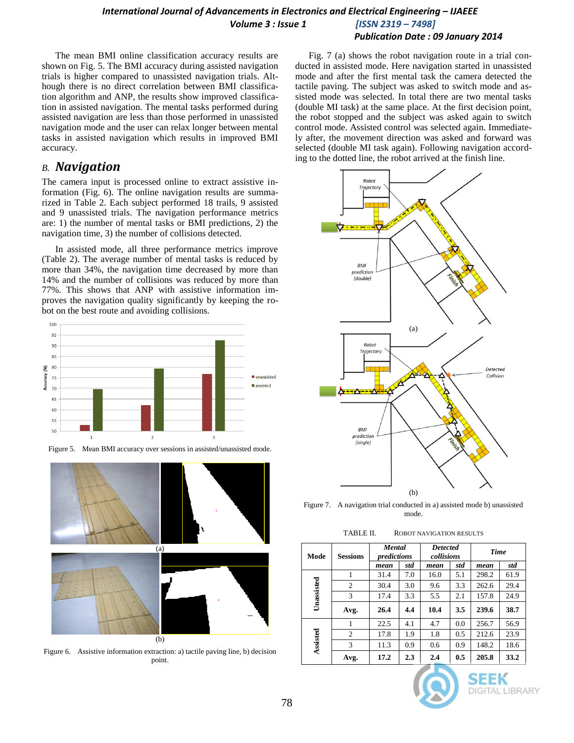The mean BMI online classification accuracy results are shown on Fig. 5. The BMI accuracy during assisted navigation trials is higher compared to unassisted navigation trials. Although there is no direct correlation between BMI classification algorithm and ANP, the results show improved classification in assisted navigation. The mental tasks performed during assisted navigation are less than those performed in unassisted navigation mode and the user can relax longer between mental tasks in assisted navigation which results in improved BMI accuracy.

## *B. Navigation*

The camera input is processed online to extract assistive information (Fig. 6). The online navigation results are summarized in Table 2. Each subject performed 18 trails, 9 assisted and 9 unassisted trials. The navigation performance metrics are: 1) the number of mental tasks or BMI predictions, 2) the navigation time, 3) the number of collisions detected.

In assisted mode, all three performance metrics improve (Table 2). The average number of mental tasks is reduced by more than 34%, the navigation time decreased by more than 14% and the number of collisions was reduced by more than 77%. This shows that ANP with assistive information improves the navigation quality significantly by keeping the robot on the best route and avoiding collisions.

Figure 5. Mean BMI accuracy over sessions in assisted/unassisted mode.

Figure 6. Assistive information extraction: a) tactile paving line, b) decision point.

Fig. 7 (a) shows the robot navigation route in a trial conducted in assisted mode. Here navigation started in unassisted mode and after the first mental task the camera detected the tactile paving. The subject was asked to switch mode and assisted mode was selected. In total there are two mental tasks (double MI task) at the same place. At the first decision point, the robot stopped and the subject was asked again to switch control mode. Assisted control was selected again. Immediately after, the movement direction was asked and forward was selected (double MI task again). Following navigation according to the dotted line, the robot arrived at the finish line.

Figure 7. A navigation trial conducted in a) assisted mode b) unassisted mode.

TABLE II. ROBOT NAVIGATION RESULTS

| Mode | Sessions | *Mental predictions* | | *Detected collisions* | | *Time* | |
|---|---|---|---|---|---|---|---|
| | | *mean* | *std* | *mean* | *std* | *mean* | *std* |
| **Unassisted** | 1 | 31.4 | 7.0 | 16.0 | 5.1 | 298.2 | 61.9 |
| | 2 | 30.4 | 3.0 | 9.6 | 3.3 | 262.6 | 29.4 |
| | 3 | 17.4 | 3.3 | 5.5 | 2.1 | 157.8 | 24.9 |
| | **Avg.** | **26.4** | **4.4** | **10.4** | **3.5** | **239.6** | **38.7** |
| **Assisted** | 1 | 22.5 | 4.1 | 4.7 | 0.0 | 256.7 | 56.9 |
| | 2 | 17.8 | 1.9 | 1.8 | 0.5 | 212.6 | 23.9 |
| | 3 | 11.3 | 0.9 | 0.6 | 0.9 | 148.2 | 18.6 |
| | **Avg.** | **17.2** | **2.3** | **2.4** | **0.5** | **205.8** | **33.2** |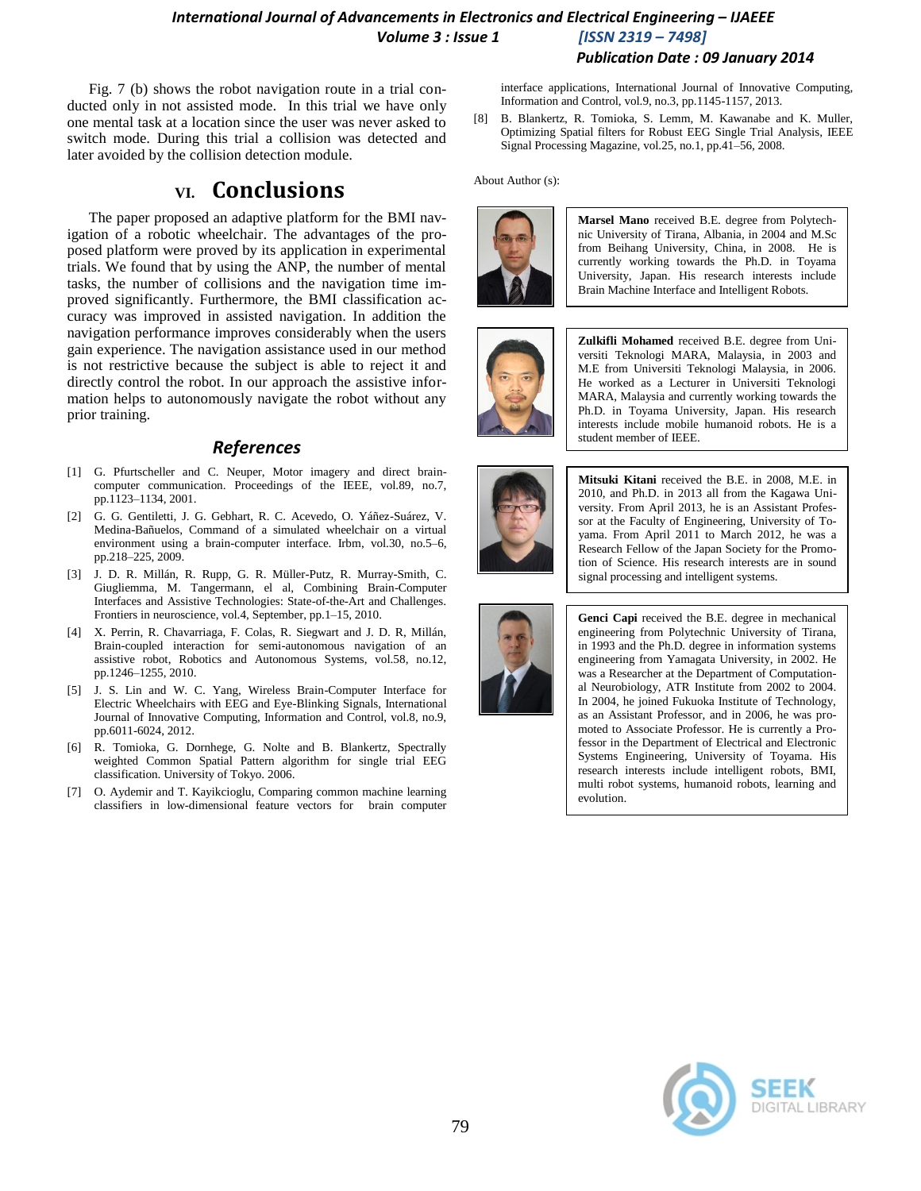Fig. 7 (b) shows the robot navigation route in a trial conducted only in not assisted mode. In this trial we have only one mental task at a location since the user was never asked to switch mode. During this trial a collision was detected and later avoided by the collision detection module.

## VI. Conclusions

The paper proposed an adaptive platform for the BMI navigation of a robotic wheelchair. The advantages of the proposed platform were proved by its application in experimental trials. We found that by using the ANP, the number of mental tasks, the number of collisions and the navigation time improved significantly. Furthermore, the BMI classification accuracy was improved in assisted navigation. In addition the navigation performance improves considerably when the users gain experience. The navigation assistance used in our method is not restrictive because the subject is able to reject it and directly control the robot. In our approach the assistive information helps to autonomously navigate the robot without any prior training.

## References

[1] G. Pfurtscheller and C. Neuper, Motor imagery and direct brain-computer communication. Proceedings of the IEEE, vol.89, no.7, pp.1123–1134, 2001.

[2] G. G. Gentiletti, J. G. Gebhart, R. C. Acevedo, O. Yáñez-Suárez, V. Medina-Bañuelos, Command of a simulated wheelchair on a virtual environment using a brain-computer interface. Irbm, vol.30, no.5–6, pp.218–225, 2009.

[3] J. D. R. Millán, R. Rupp, G. R. Müller-Putz, R. Murray-Smith, C. Giugliemma, M. Tangermann, el al, Combining Brain-Computer Interfaces and Assistive Technologies: State-of-the-Art and Challenges. Frontiers in neuroscience, vol.4, September, pp.1–15, 2010.

[4] X. Perrin, R. Chavarriaga, F. Colas, R. Siegwart and J. D. R, Millán, Brain-coupled interaction for semi-autonomous navigation of an assistive robot, Robotics and Autonomous Systems, vol.58, no.12, pp.1246–1255, 2010.

[5] J. S. Lin and W. C. Yang, Wireless Brain-Computer Interface for Electric Wheelchairs with EEG and Eye-Blinking Signals, International Journal of Innovative Computing, Information and Control, vol.8, no.9, pp.6011-6024, 2012.

[6] R. Tomioka, G. Dornhege, G. Nolte and B. Blankertz, Spectrally weighted Common Spatial Pattern algorithm for single trial EEG classification. University of Tokyo. 2006.

[7] O. Aydemir and T. Kayikcioglu, Comparing common machine learning classifiers in low-dimensional feature vectors for brain computer interface applications, International Journal of Innovative Computing, Information and Control, vol.9, no.3, pp.1145-1157, 2013.

[8] B. Blankertz, R. Tomioka, S. Lemm, M. Kawanabe and K. Muller, Optimizing Spatial filters for Robust EEG Single Trial Analysis, IEEE Signal Processing Magazine, vol.25, no.1, pp.41–56, 2008.

About Author (s):

**Marsel Mano** received B.E. degree from Polytechnic University of Tirana, Albania, in 2004 and M.Sc from Beihang University, China, in 2008. He is currently working towards the Ph.D. in Toyama University, Japan. His research interests include Brain Machine Interface and Intelligent Robots.

**Zulkifli Mohamed** received B.E. degree from Universiti Teknologi MARA, Malaysia, in 2003 and M.E from Universiti Teknologi Malaysia, in 2006. He worked as a Lecturer in Universiti Teknologi MARA, Malaysia and currently working towards the Ph.D. in Toyama University, Japan. His research interests include mobile humanoid robots. He is a student member of IEEE.

**Mitsuki Kitani** received the B.E. in 2008, M.E. in 2010, and Ph.D. in 2013 all from the Kagawa University. From April 2013, he is an Assistant Professor at the Faculty of Engineering, University of Toyama. From April 2011 to March 2012, he was a Research Fellow of the Japan Society for the Promotion of Science. His research interests are in sound signal processing and intelligent systems.

**Genci Capi** received the B.E. degree in mechanical engineering from Polytechnic University of Tirana, in 1993 and the Ph.D. degree in information systems engineering from Yamagata University, in 2002. He was a Researcher at the Department of Computational Neurobiology, ATR Institute from 2002 to 2004. In 2004, he joined Fukuoka Institute of Technology, as an Assistant Professor, and in 2006, he was promoted to Associate Professor. He is currently a Professor in the Department of Electrical and Electronic Systems Engineering, University of Toyama. His research interests include intelligent robots, BMI, multi robot systems, humanoid robots, learning and evolution.